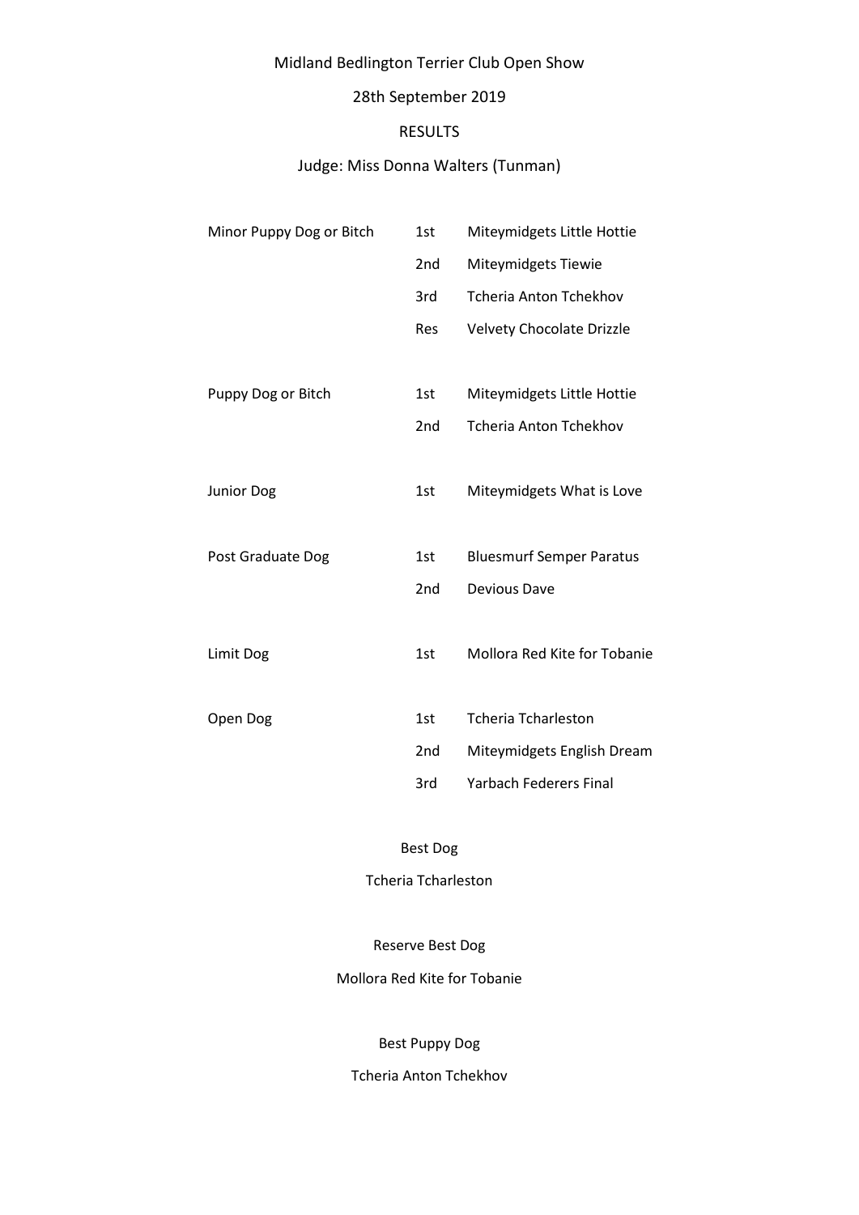Midland Bedlington Terrier Club Open Show

28th September 2019

RESULTS

Judge: Miss Donna Walters (Tunman)

| Class | Place | Name |
|---|---|---|
| Minor Puppy Dog or Bitch | 1st | Miteymidgets Little Hottie |
| | 2nd | Miteymidgets Tiewie |
| | 3rd | Tcheria Anton Tchekhov |
| | Res | Velvety Chocolate Drizzle |
| Puppy Dog or Bitch | 1st | Miteymidgets Little Hottie |
| | 2nd | Tcheria Anton Tchekhov |
| Junior Dog | 1st | Miteymidgets What is Love |
| Post Graduate Dog | 1st | Bluesmurf Semper Paratus |
| | 2nd | Devious Dave |
| Limit Dog | 1st | Mollora Red Kite for Tobanie |
| Open Dog | 1st | Tcheria Tcharleston |
| | 2nd | Miteymidgets English Dream |
| | 3rd | Yarbach Federers Final |

Best Dog

Tcheria Tcharleston

Reserve Best Dog

Mollora Red Kite for Tobanie

Best Puppy Dog

Tcheria Anton Tchekhov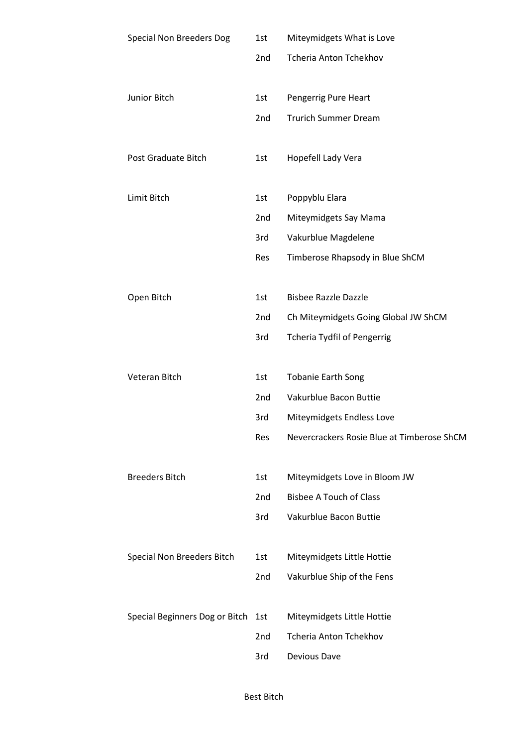| | | |
|---|---|---|
| Special Non Breeders Dog | 1st | Miteymidgets What is Love |
| | 2nd | Tcheria Anton Tchekhov |
| | | |
| Junior Bitch | 1st | Pengerrig Pure Heart |
| | 2nd | Trurich Summer Dream |
| | | |
| Post Graduate Bitch | 1st | Hopefell Lady Vera |
| | | |
| Limit Bitch | 1st | Poppyblu Elara |
| | 2nd | Miteymidgets Say Mama |
| | 3rd | Vakurblue Magdelene |
| | Res | Timberose Rhapsody in Blue ShCM |
| | | |
| Open Bitch | 1st | Bisbee Razzle Dazzle |
| | 2nd | Ch Miteymidgets Going Global JW ShCM |
| | 3rd | Tcheria Tydfil of Pengerrig |
| | | |
| Veteran Bitch | 1st | Tobanie Earth Song |
| | 2nd | Vakurblue Bacon Buttie |
| | 3rd | Miteymidgets Endless Love |
| | Res | Nevercrackers Rosie Blue at Timberose ShCM |
| | | |
| Breeders Bitch | 1st | Miteymidgets Love in Bloom JW |
| | 2nd | Bisbee A Touch of Class |
| | 3rd | Vakurblue Bacon Buttie |
| | | |
| Special Non Breeders Bitch | 1st | Miteymidgets Little Hottie |
| | 2nd | Vakurblue Ship of the Fens |
| | | |
| Special Beginners Dog or Bitch | 1st | Miteymidgets Little Hottie |
| | 2nd | Tcheria Anton Tchekhov |
| | 3rd | Devious Dave |

Best Bitch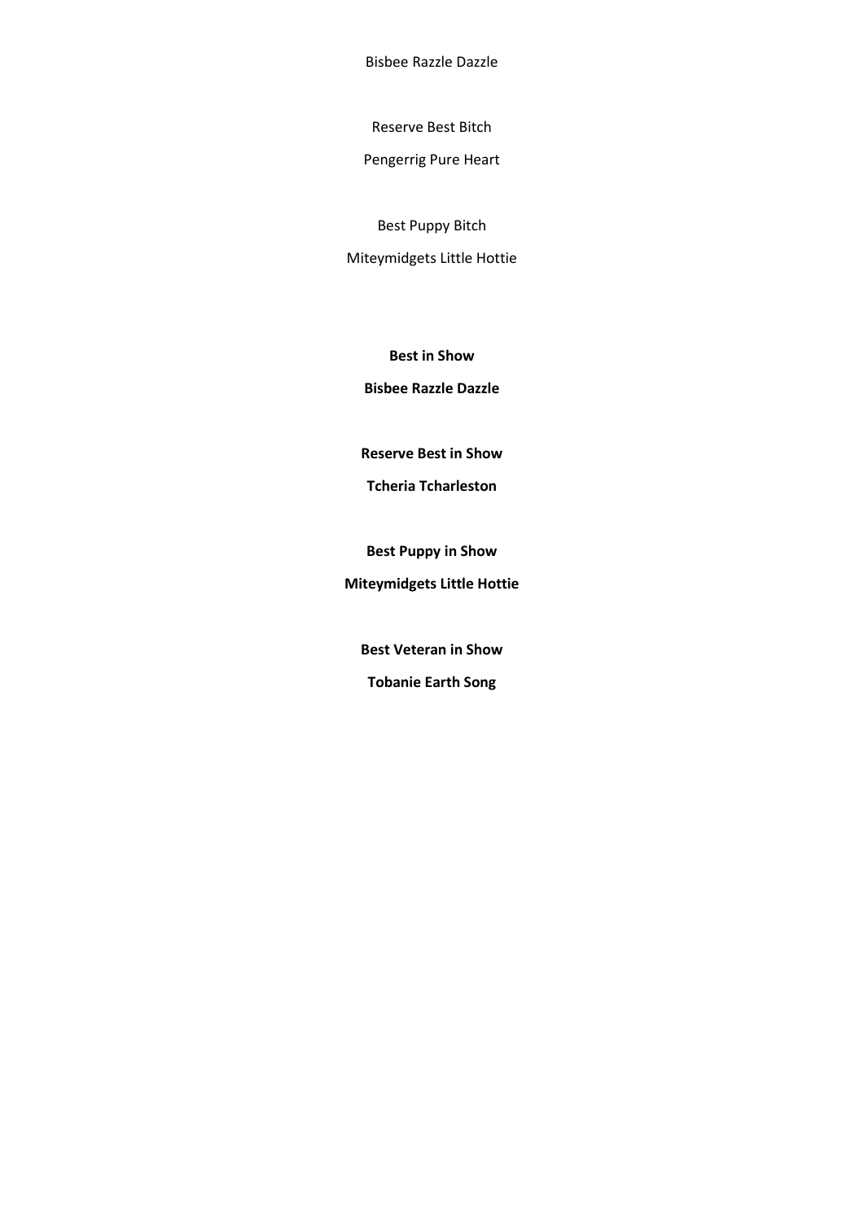Bisbee Razzle Dazzle

Reserve Best Bitch

Pengerrig Pure Heart

Best Puppy Bitch

Miteymidgets Little Hottie

**Best in Show**

**Bisbee Razzle Dazzle**

**Reserve Best in Show**

**Tcheria Tcharleston**

**Best Puppy in Show**

**Miteymidgets Little Hottie**

**Best Veteran in Show**

**Tobanie Earth Song**